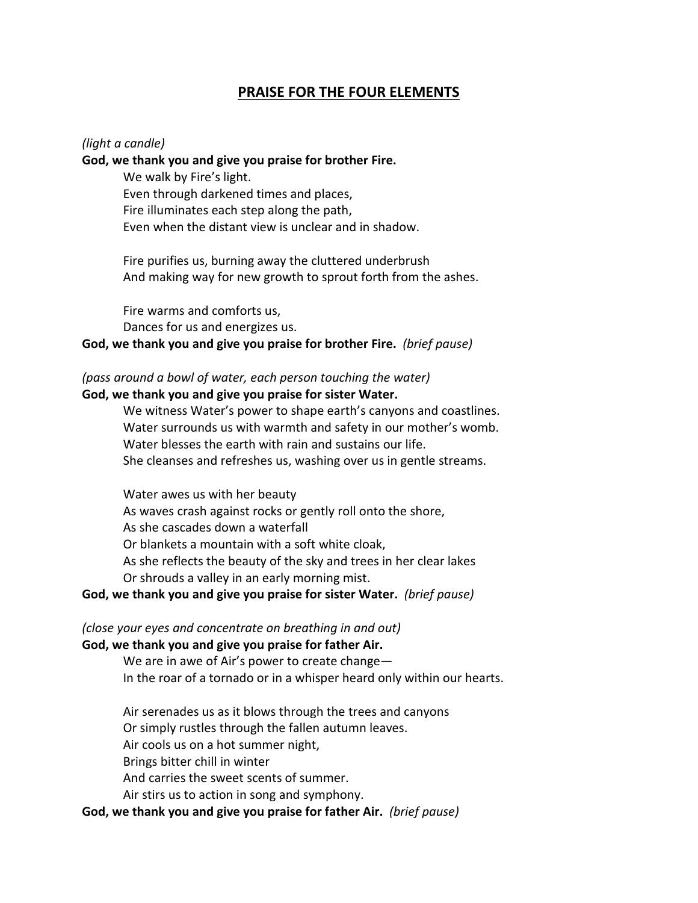# PRAISE FOR THE FOUR ELEMENTS

*(light a candle)*

**God, we thank you and give you praise for brother Fire.**

We walk by Fire's light.
Even through darkened times and places,
Fire illuminates each step along the path,
Even when the distant view is unclear and in shadow.

Fire purifies us, burning away the cluttered underbrush
And making way for new growth to sprout forth from the ashes.

Fire warms and comforts us,
Dances for us and energizes us.

**God, we thank you and give you praise for brother Fire.** *(brief pause)*

*(pass around a bowl of water, each person touching the water)*

**God, we thank you and give you praise for sister Water.**

We witness Water's power to shape earth's canyons and coastlines.
Water surrounds us with warmth and safety in our mother's womb.
Water blesses the earth with rain and sustains our life.
She cleanses and refreshes us, washing over us in gentle streams.

Water awes us with her beauty
As waves crash against rocks or gently roll onto the shore,
As she cascades down a waterfall
Or blankets a mountain with a soft white cloak,
As she reflects the beauty of the sky and trees in her clear lakes
Or shrouds a valley in an early morning mist.

**God, we thank you and give you praise for sister Water.** *(brief pause)*

*(close your eyes and concentrate on breathing in and out)*

**God, we thank you and give you praise for father Air.**

We are in awe of Air's power to create change—
In the roar of a tornado or in a whisper heard only within our hearts.

Air serenades us as it blows through the trees and canyons
Or simply rustles through the fallen autumn leaves.
Air cools us on a hot summer night,
Brings bitter chill in winter
And carries the sweet scents of summer.
Air stirs us to action in song and symphony.

**God, we thank you and give you praise for father Air.** *(brief pause)*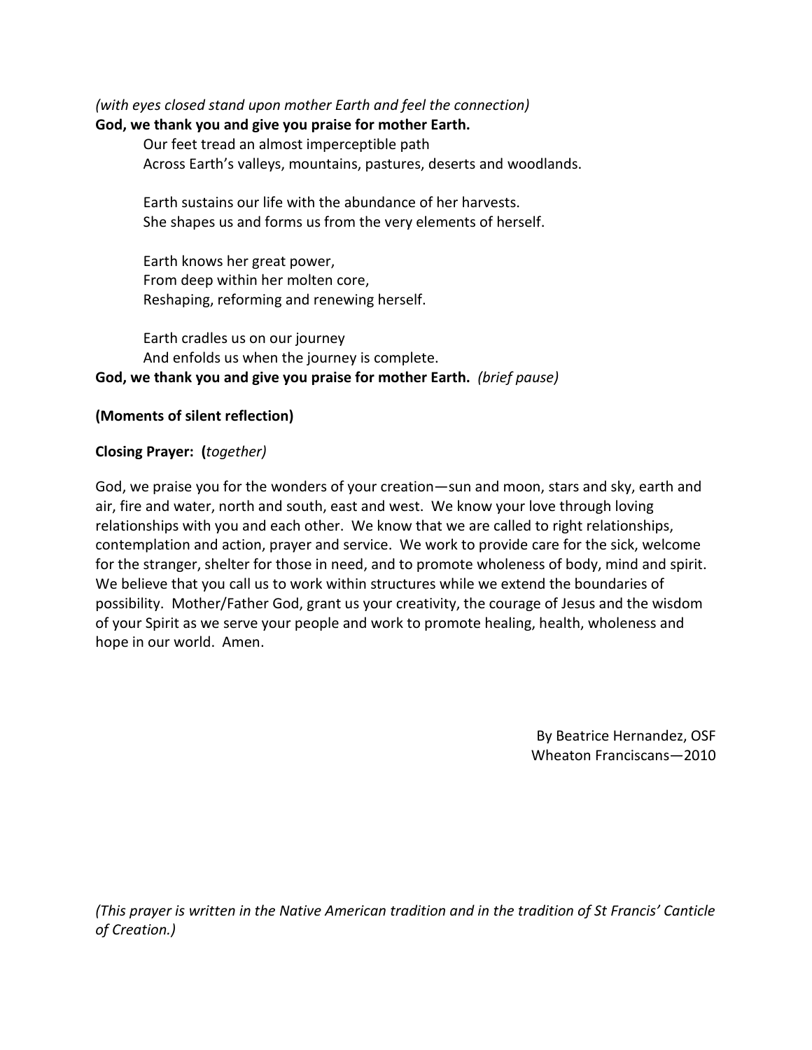*(with eyes closed stand upon mother Earth and feel the connection)*

**God, we thank you and give you praise for mother Earth.**

Our feet tread an almost imperceptible path
Across Earth's valleys, mountains, pastures, deserts and woodlands.

Earth sustains our life with the abundance of her harvests.
She shapes us and forms us from the very elements of herself.

Earth knows her great power,
From deep within her molten core,
Reshaping, reforming and renewing herself.

Earth cradles us on our journey
And enfolds us when the journey is complete.

**God, we thank you and give you praise for mother Earth.** *(brief pause)*

**(Moments of silent reflection)**

**Closing Prayer: (***together)*

God, we praise you for the wonders of your creation—sun and moon, stars and sky, earth and air, fire and water, north and south, east and west. We know your love through loving relationships with you and each other. We know that we are called to right relationships, contemplation and action, prayer and service. We work to provide care for the sick, welcome for the stranger, shelter for those in need, and to promote wholeness of body, mind and spirit. We believe that you call us to work within structures while we extend the boundaries of possibility. Mother/Father God, grant us your creativity, the courage of Jesus and the wisdom of your Spirit as we serve your people and work to promote healing, health, wholeness and hope in our world. Amen.

By Beatrice Hernandez, OSF
Wheaton Franciscans—2010

*(This prayer is written in the Native American tradition and in the tradition of St Francis' Canticle of Creation.)*